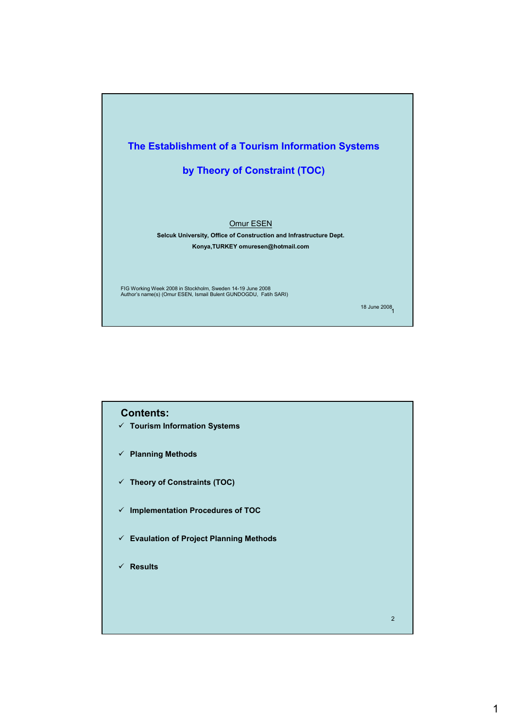# The Establishment of a Tourism Information Systems by Theory of Constraint (TOC)

Omur ESEN

**Selcuk University, Office of Construction and Infrastructure Dept.**

**Konya,TURKEY omuresen@hotmail.com**

FIG Working Week 2008 in Stockholm, Sweden 14-19 June 2008
Author's name(s) (Omur ESEN, Ismail Bulent GUNDOGDU, Fatih SARI)

18 June 2008

## Contents:

- ✓ **Tourism Information Systems**
- ✓ **Planning Methods**
- ✓ **Theory of Constraints (TOC)**
- ✓ **Implementation Procedures of TOC**
- ✓ **Evaulation of Project Planning Methods**
- ✓ **Results**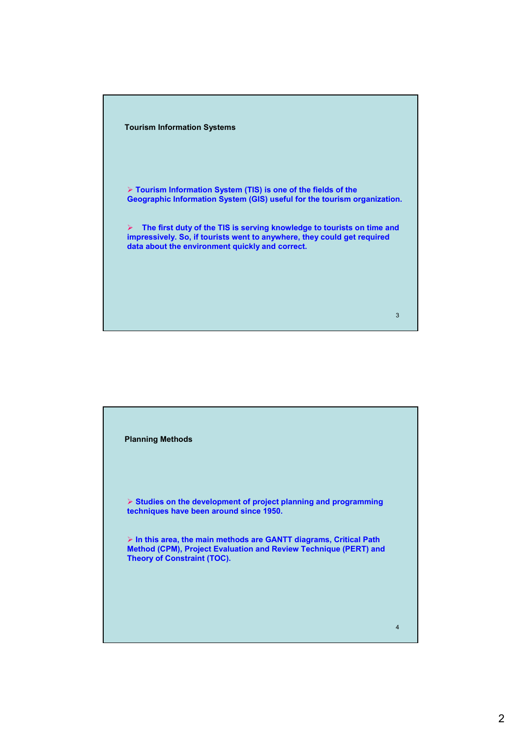## Tourism Information Systems

- Tourism Information System (TIS) is one of the fields of the Geographic Information System (GIS) useful for the tourism organization.

- The first duty of the TIS is serving knowledge to tourists on time and impressively. So, if tourists went to anywhere, they could get required data about the environment quickly and correct.

## Planning Methods

- Studies on the development of project planning and programming techniques have been around since 1950.

- In this area, the main methods are GANTT diagrams, Critical Path Method (CPM), Project Evaluation and Review Technique (PERT) and Theory of Constraint (TOC).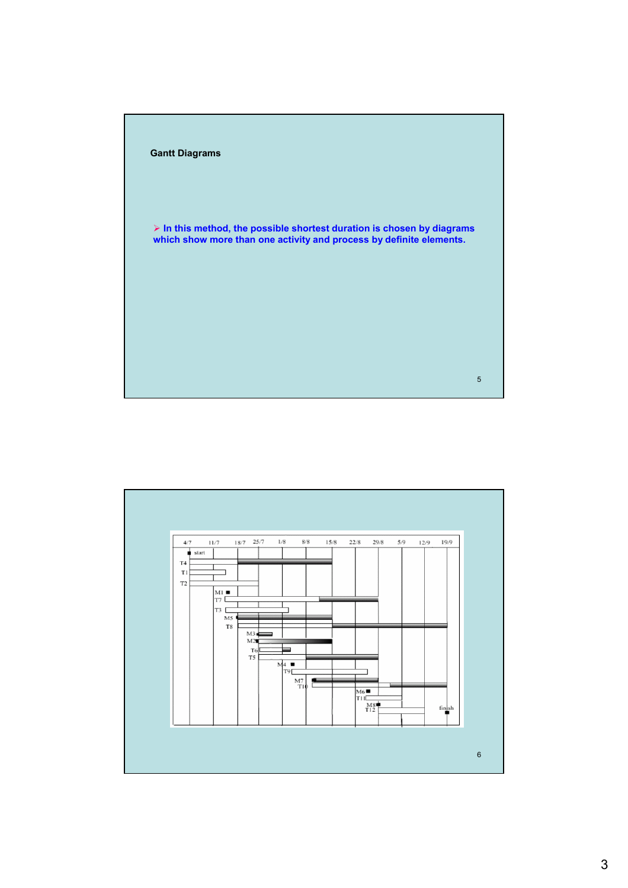## Gantt Diagrams

- In this method, the possible shortest duration is chosen by diagrams which show more than one activity and process by definite elements.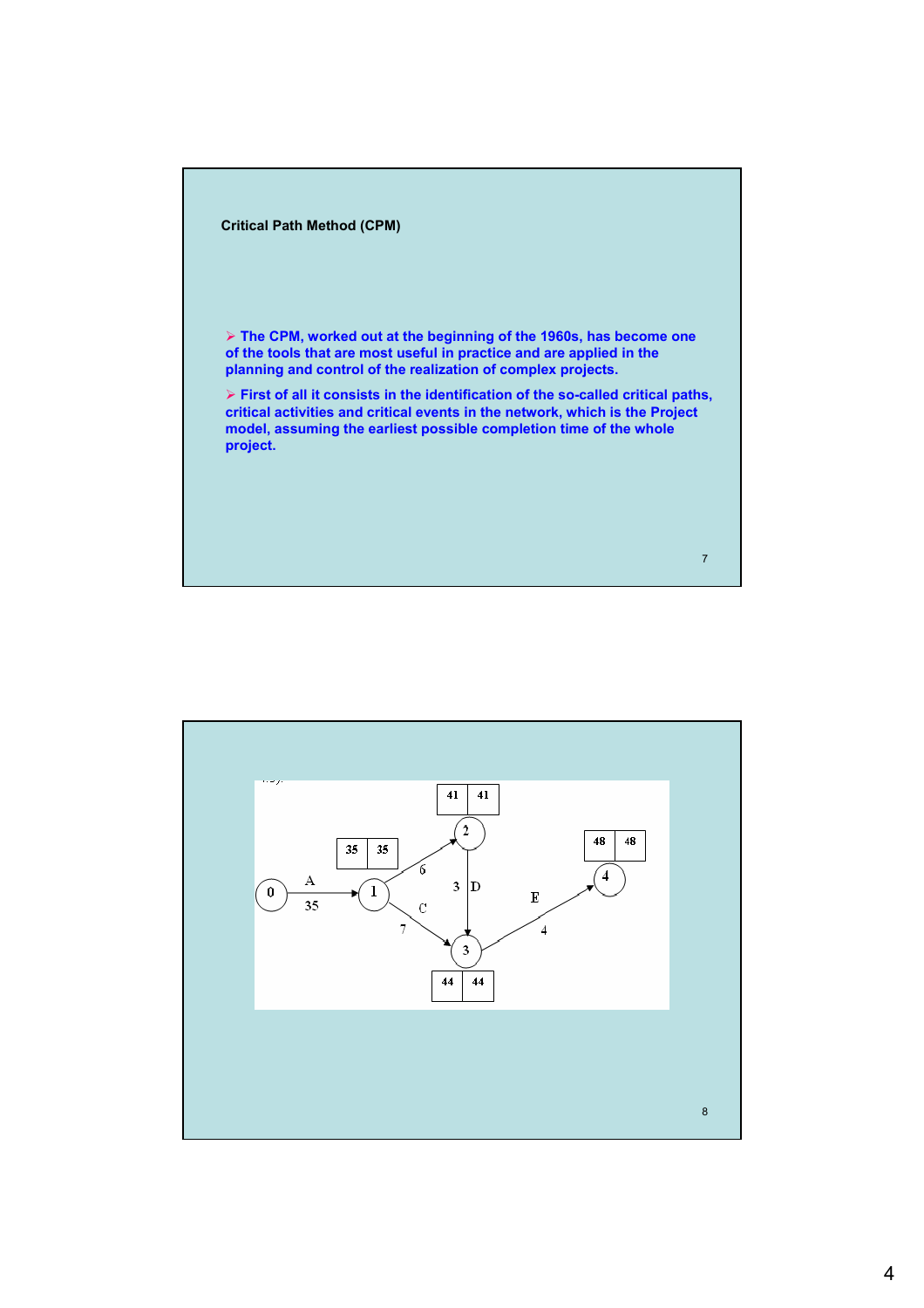## Critical Path Method (CPM)

- The CPM, worked out at the beginning of the 1960s, has become one of the tools that are most useful in practice and are applied in the planning and control of the realization of complex projects.
- First of all it consists in the identification of the so-called critical paths, critical activities and critical events in the network, which is the Project model, assuming the earliest possible completion time of the whole project.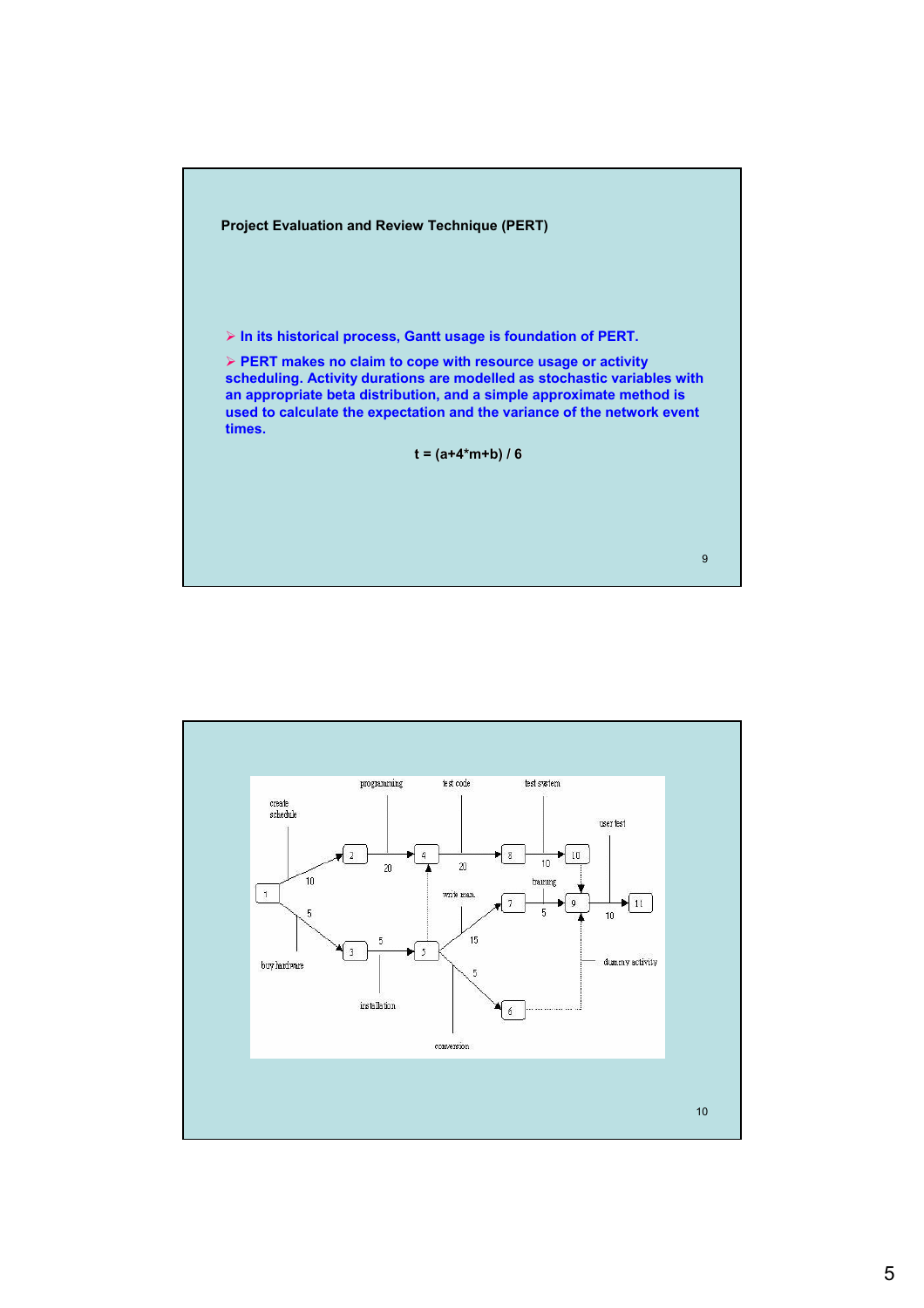## Project Evaluation and Review Technique (PERT)

- In its historical process, Gantt usage is foundation of PERT.
- PERT makes no claim to cope with resource usage or activity scheduling. Activity durations are modelled as stochastic variables with an appropriate beta distribution, and a simple approximate method is used to calculate the expectation and the variance of the network event times.

$$t = (a+4*m+b) / 6$$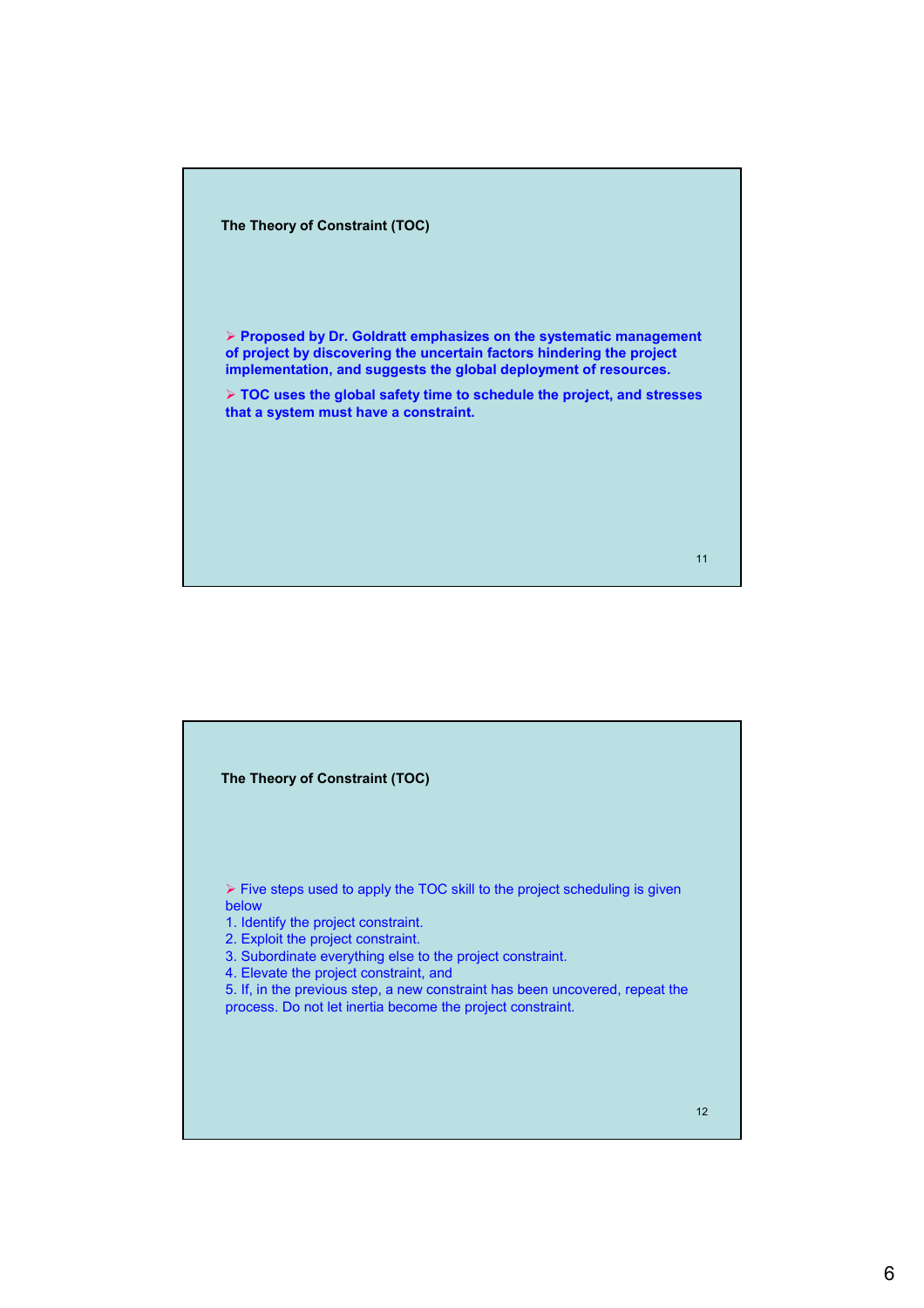## The Theory of Constraint (TOC)

- **Proposed by Dr. Goldratt emphasizes on the systematic management of project by discovering the uncertain factors hindering the project implementation, and suggests the global deployment of resources.**
- **TOC uses the global safety time to schedule the project, and stresses that a system must have a constraint.**

## The Theory of Constraint (TOC)

- Five steps used to apply the TOC skill to the project scheduling is given below

1. Identify the project constraint.
2. Exploit the project constraint.
3. Subordinate everything else to the project constraint.
4. Elevate the project constraint, and
5. If, in the previous step, a new constraint has been uncovered, repeat the process. Do not let inertia become the project constraint.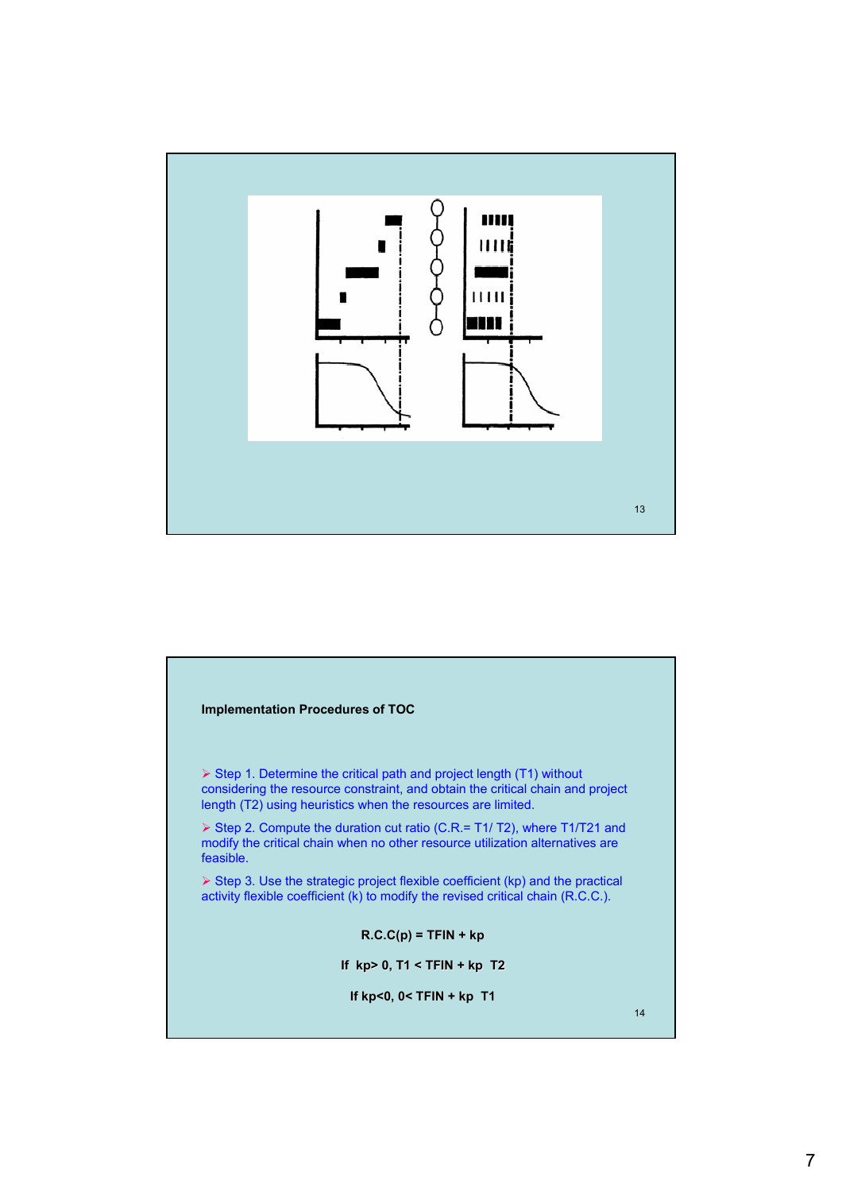**Implementation Procedures of TOC**

- Step 1. Determine the critical path and project length (T1) without considering the resource constraint, and obtain the critical chain and project length (T2) using heuristics when the resources are limited.
- Step 2. Compute the duration cut ratio (C.R.= T1/ T2), where T1/T21 and modify the critical chain when no other resource utilization alternatives are feasible.
- Step 3. Use the strategic project flexible coefficient (kp) and the practical activity flexible coefficient (k) to modify the revised critical chain (R.C.C.).

**R.C.C(p) = TFIN + kp**

**If kp> 0, T1 < TFIN + kp T2**

**If kp<0, 0< TFIN + kp T1**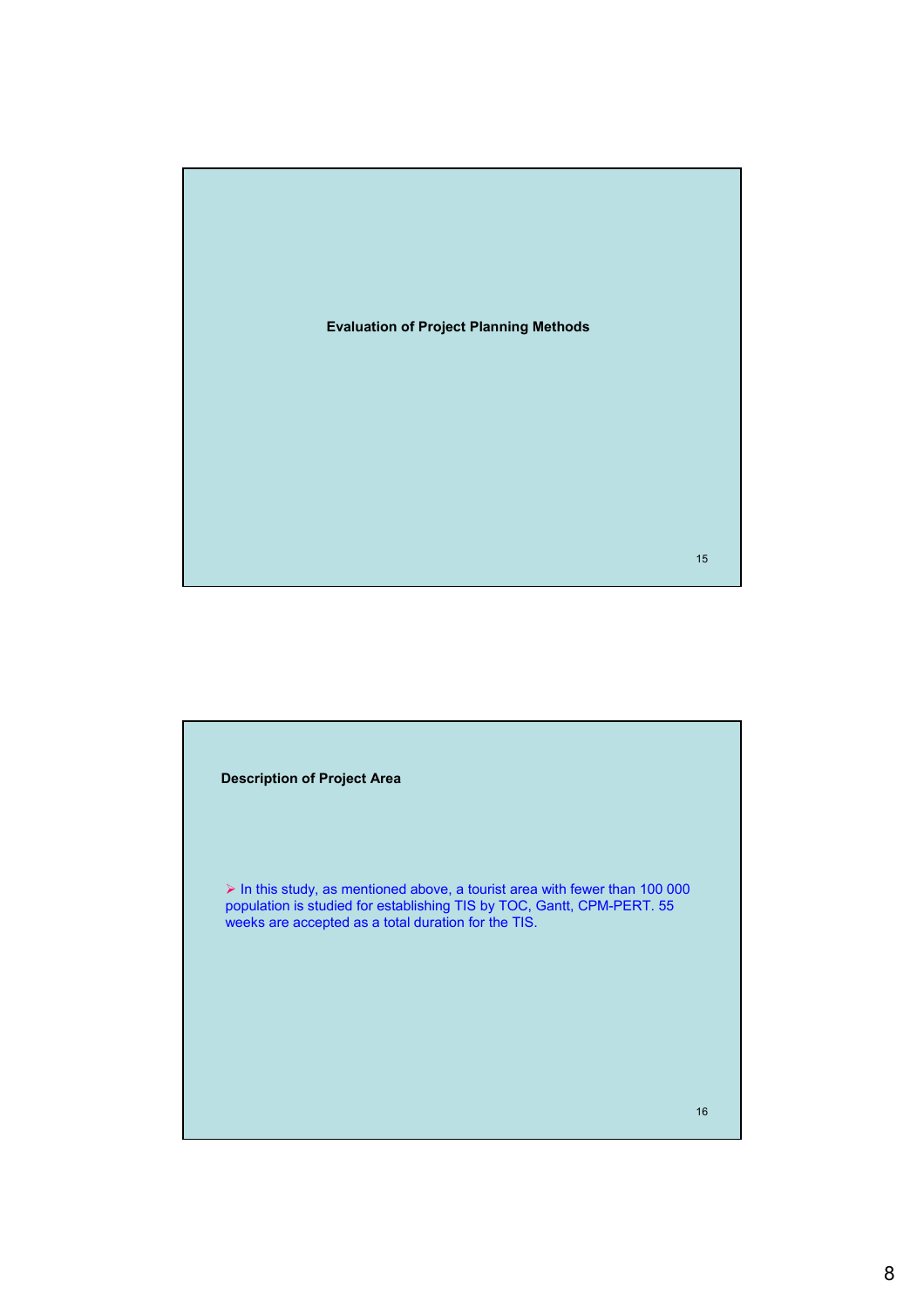## Evaluation of Project Planning Methods

### Description of Project Area

- In this study, as mentioned above, a tourist area with fewer than 100 000 population is studied for establishing TIS by TOC, Gantt, CPM-PERT. 55 weeks are accepted as a total duration for the TIS.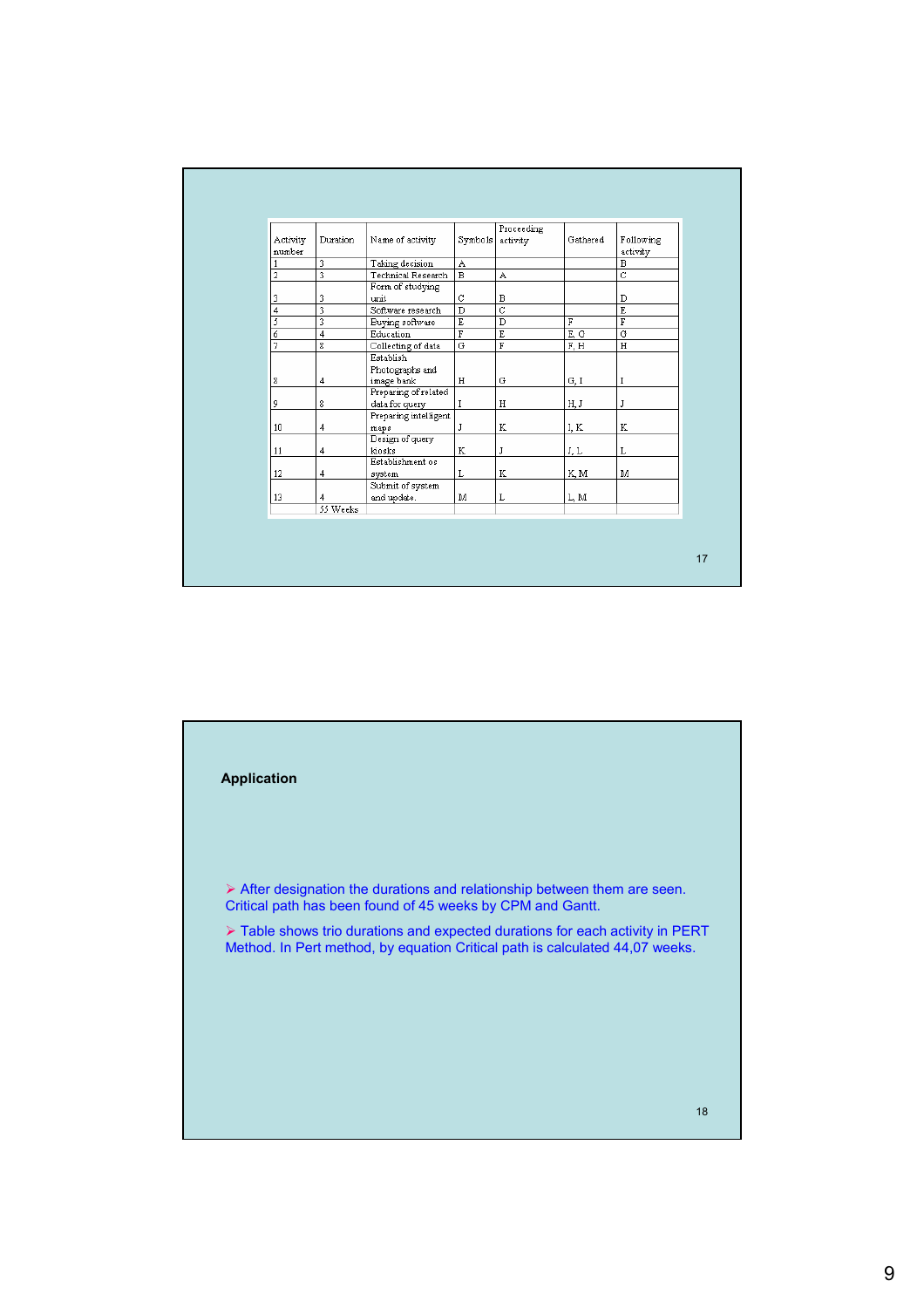| Activity number | Duration | Name of activity | Symbols | Proceeding activity | Gathered | Following activity |
|---|---|---|---|---|---|---|
| 1 | 3 | Taking decision | A | | | B |
| 2 | 3 | Technical Research | B | A | | C |
| 3 | 3 | Form of studying unit | C | B | | D |
| 4 | 3 | Software research | D | C | | E |
| 5 | 3 | Buying software | E | D | F | F |
| 6 | 4 | Education | F | E | E, G | G |
| 7 | 8 | Collecting of data | G | F | F, H | H |
| 8 | 4 | Establish Photographs and image bank | H | G | G, I | I |
| 9 | 8 | Preparing of related data for query | I | H | H, J | J |
| 10 | 4 | Preparing inteligent maps | J | K | I, K | K |
| 11 | 4 | Design of query kiosks | K | J | J, L | L |
| 12 | 4 | Establishment os system | L | K | K, M | M |
| 13 | 4 | Submit of system and update. | M | L | L, M | |
| | 55 Weeks | | | | | |

## Application

- After designation the durations and relationship between them are seen. Critical path has been found of 45 weeks by CPM and Gantt.
- Table shows trio durations and expected durations for each activity in PERT Method. In Pert method, by equation Critical path is calculated 44,07 weeks.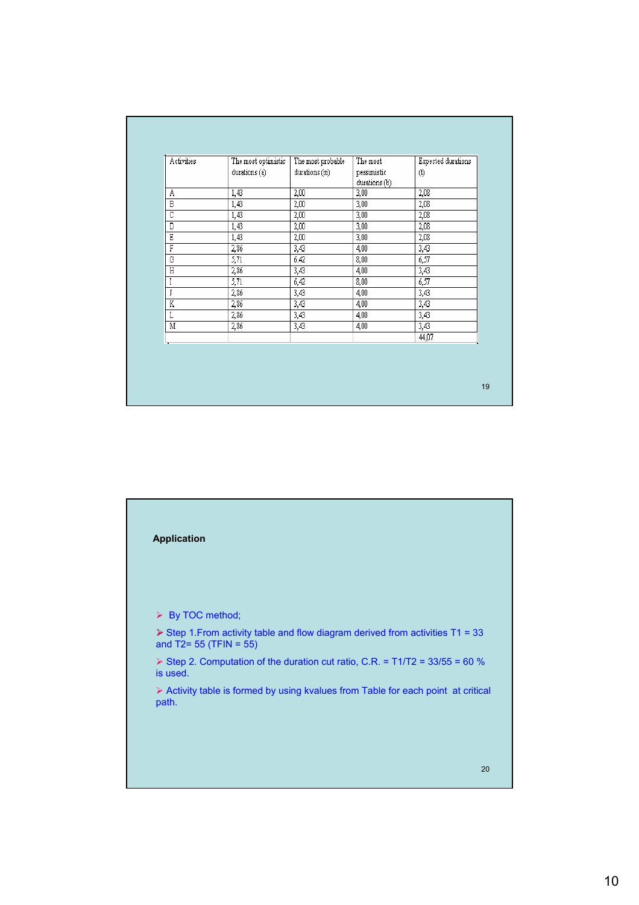| Activities | The most optimistic durations (a) | The most probable durations (m) | The most pessimistic durations (b) | Expected durations (t) |
|---|---|---|---|---|
| A | 1,43 | 2,00 | 3,00 | 2,08 |
| B | 1,43 | 2,00 | 3,00 | 2,08 |
| C | 1,43 | 2,00 | 3,00 | 2,08 |
| D | 1,43 | 2,00 | 3,00 | 2,08 |
| E | 1,43 | 2,00 | 3,00 | 2,08 |
| F | 2,86 | 3,43 | 4,00 | 3,43 |
| G | 5,71 | 6,42 | 8,00 | 6,57 |
| H | 2,86 | 3,43 | 4,00 | 3,43 |
| I | 5,71 | 6,42 | 8,00 | 6,57 |
| J | 2,86 | 3,43 | 4,00 | 3,43 |
| K | 2,86 | 3,43 | 4,00 | 3,43 |
| L | 2,86 | 3,43 | 4,00 | 3,43 |
| M | 2,86 | 3,43 | 4,00 | 3,43 |
| | | | | 44,07 |

**Application**

- By TOC method;
- Step 1.From activity table and flow diagram derived from activities T1 = 33 and T2= 55 (TFIN = 55)
- Step 2. Computation of the duration cut ratio, C.R. = T1/T2 = 33/55 = 60 % is used.
- Activity table is formed by using kvalues from Table for each point at critical path.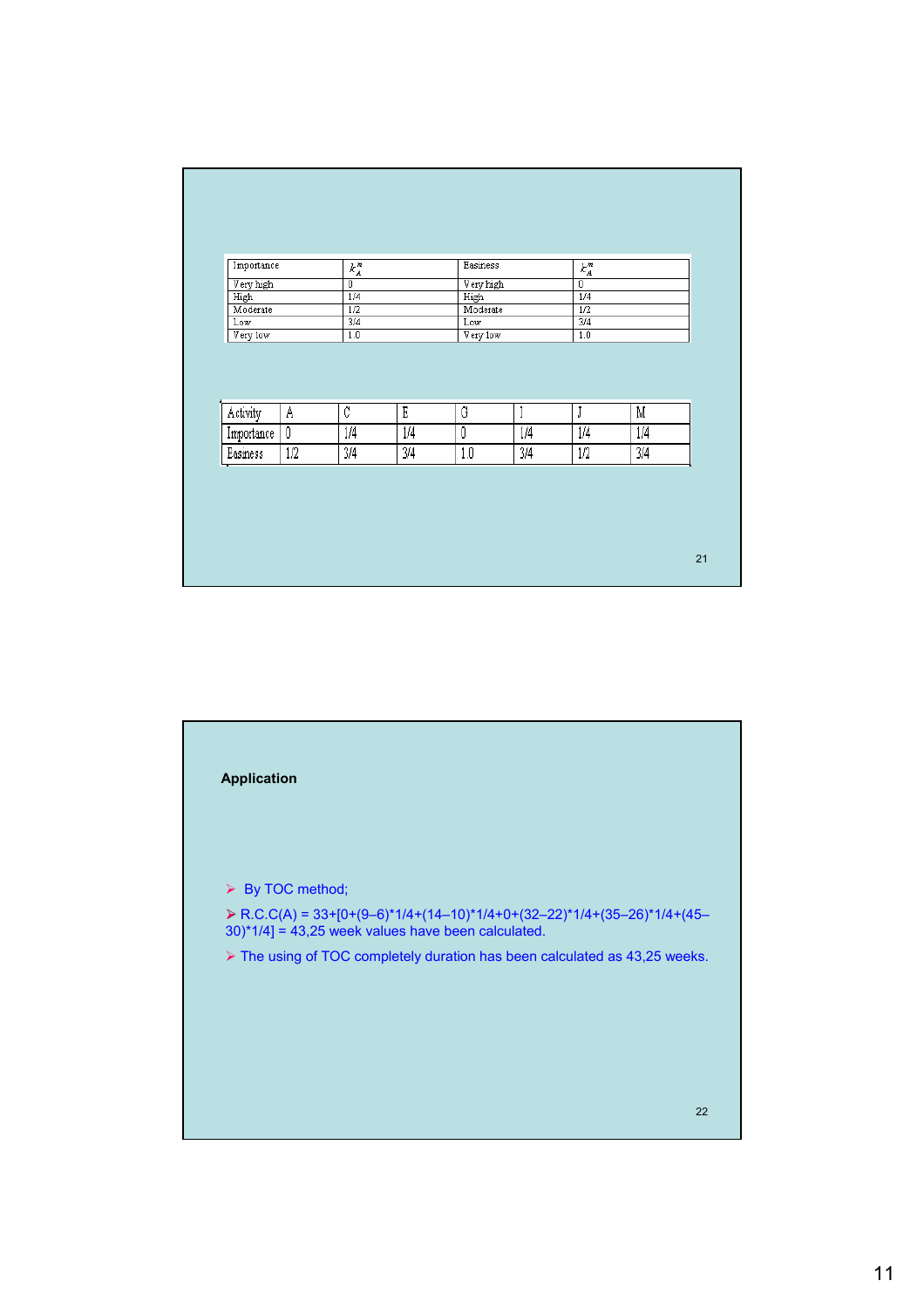| Importance | $k_A^m$ | Easiness | $k_A^m$ |
|---|---|---|---|
| Very high | 0 | Very high | 0 |
| High | 1/4 | High | 1/4 |
| Moderate | 1/2 | Moderate | 1/2 |
| Low | 3/4 | Low | 3/4 |
| Very low | 1.0 | Very low | 1.0 |

| Activity | A | C | E | G | I | J | M |
|---|---|---|---|---|---|---|---|
| Importance | 0 | 1/4 | 1/4 | 0 | 1/4 | 1/4 | 1/4 |
| Easiness | 1/2 | 3/4 | 3/4 | 1.0 | 3/4 | 1/2 | 3/4 |

**Application**

- By TOC method;
- R.C.C(A) = 33+[0+(9–6)*1/4+(14–10)*1/4+0+(32–22)*1/4+(35–26)*1/4+(45–30)*1/4] = 43,25 week values have been calculated.
- The using of TOC completely duration has been calculated as 43,25 weeks.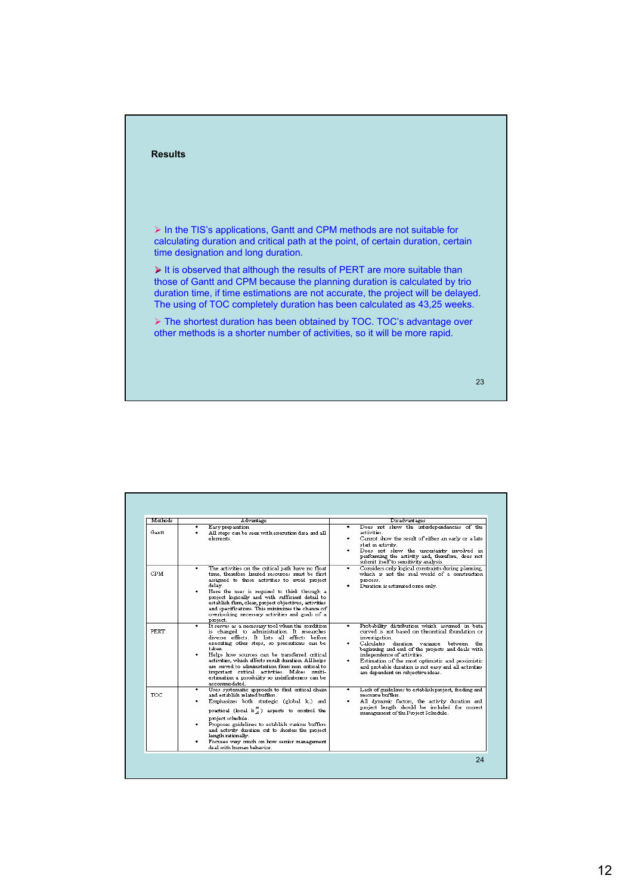## Results

- In the TIS's applications, Gantt and CPM methods are not suitable for calculating duration and critical path at the point, of certain duration, certain time designation and long duration.
- It is observed that although the results of PERT are more suitable than those of Gantt and CPM because the planning duration is calculated by trio duration time, if time estimations are not accurate, the project will be delayed. The using of TOC completely duration has been calculated as 43,25 weeks.
- The shortest duration has been obtained by TOC. TOC's advantage over other methods is a shorter number of activities, so it will be more rapid.

| Methods | Advantage | Disadvantages |
|---|---|---|
| Gantt | • Easy preparation. • All steps can be seen with execution data and all elements. | • Does not show the interdependencies of the activities. • Cannot show the result of either an early or a late start in activity. • Does not show the uncertainty involved in performing the activity and, therefore, does not submit itself to sensitivity analysis. |
| CPM | • The activities on the critical path have no float time, therefore limited resources must be first assigned to those activities to avoid project delay. • Here the user is required to think through a project logically and with sufficient detail to establish firm, clear, project objectives, activities and specifications. This minimizes the chance of overlooking necessary activities and goal of a project. | • Considers only logical constraints during planning, which is not the real world of a construction process. • Duration is estimated once only. |
| PERT | • It serves as a necessary tool when the condition is changed to administration. It researches diverse effects. It lists all effects before executing other steps, so precautions can be taken. • Helps how sources can be transferred critical activities, which affects result duration. All helps are served to administration from non critical to important critical activities. Makes multi-estimation a possibility so indefiniteness can be accommodated. | • Probability distribution which assumed in beta curved is not based on theoretical foundation or investigation. • Calculates duration variance between the beginning and end of the projects and deals with independence of activities. • Estimation of the most optimistic and pessimistic and probable duration is not easy and all activities are dependent on subjective ideas. |
| TOC | • Uses systematic approach to find critical chain and establish related buffers. • Emphasizes both strategic (global $k_r$) and practical (local $k_{il}^{\prime\prime}$) aspects to control the project schedule. • Proposes guidelines to establish various buffers and activity duration cut to shorten the project length rationally. • Focuses very much on how senior management deal with human behavior. | • Lack of guidelines to establish project, feeding and resource buffers. • All dynamic factors, the activity duration and project length should be included for correct management of the Project Schedule. |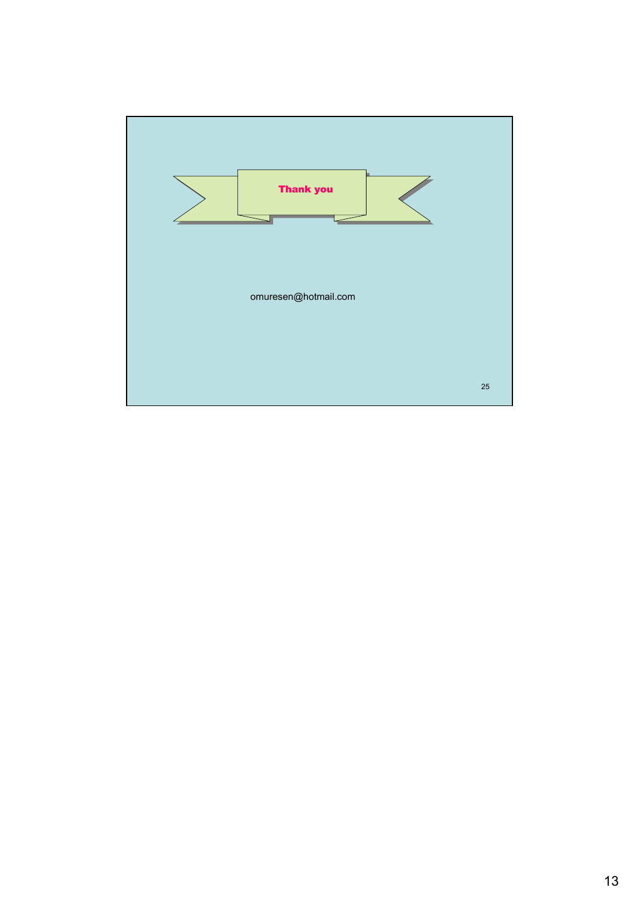**Thank you**

omuresen@hotmail.com